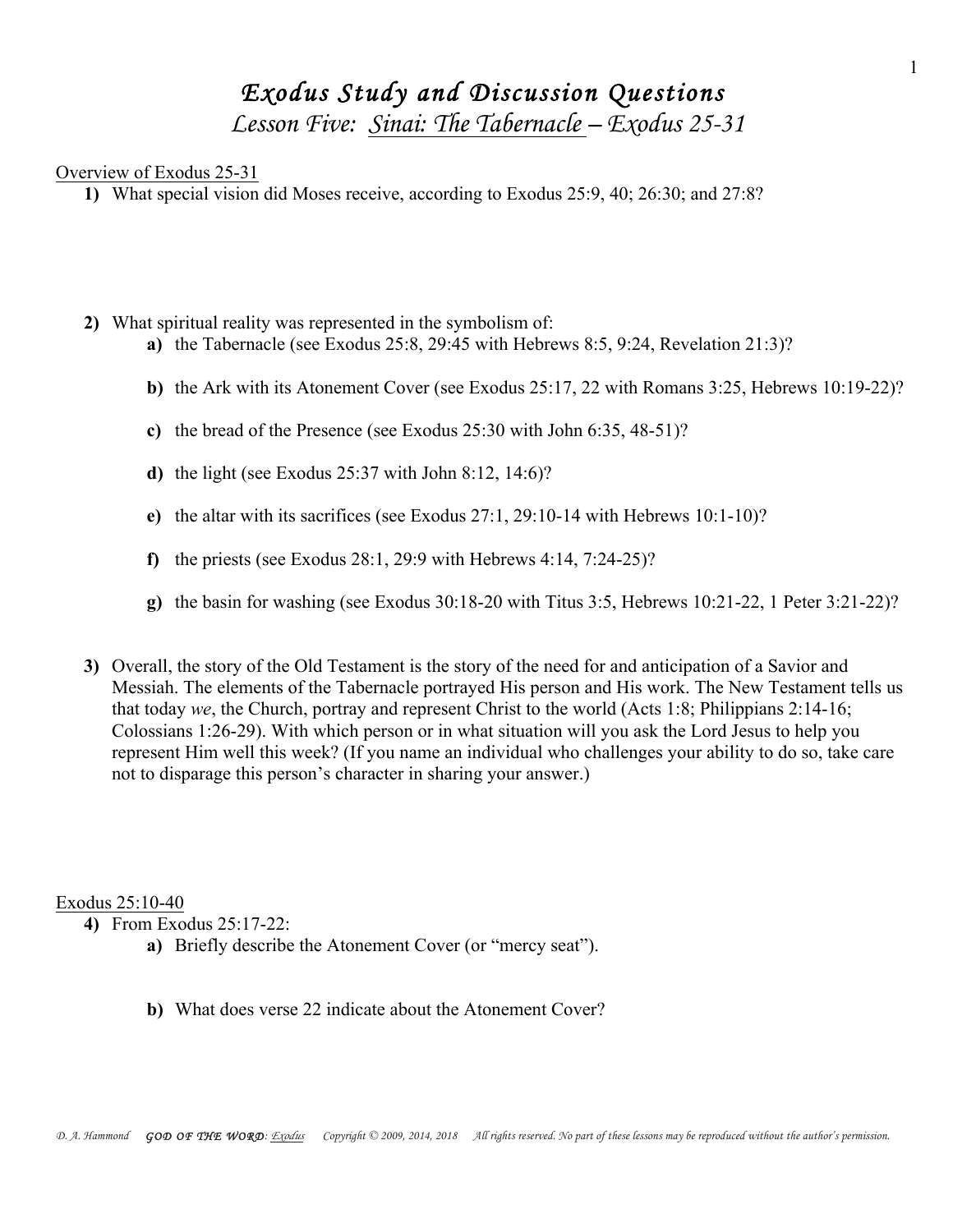# *Exodus Study and Discussion Questions*

## *Lesson Five: Sinai: The Tabernacle – Exodus 25-31*

Overview of Exodus 25-31

**1)** What special vision did Moses receive, according to Exodus 25:9, 40; 26:30; and 27:8?

**2)** What spiritual reality was represented in the symbolism of:

- **a)** the Tabernacle (see Exodus 25:8, 29:45 with Hebrews 8:5, 9:24, Revelation 21:3)?
- **b)** the Ark with its Atonement Cover (see Exodus 25:17, 22 with Romans 3:25, Hebrews 10:19-22)?
- **c)** the bread of the Presence (see Exodus 25:30 with John 6:35, 48-51)?
- **d)** the light (see Exodus 25:37 with John 8:12, 14:6)?
- **e)** the altar with its sacrifices (see Exodus 27:1, 29:10-14 with Hebrews 10:1-10)?
- **f)** the priests (see Exodus 28:1, 29:9 with Hebrews 4:14, 7:24-25)?
- **g)** the basin for washing (see Exodus 30:18-20 with Titus 3:5, Hebrews 10:21-22, 1 Peter 3:21-22)?

**3)** Overall, the story of the Old Testament is the story of the need for and anticipation of a Savior and Messiah. The elements of the Tabernacle portrayed His person and His work. The New Testament tells us that today *we*, the Church, portray and represent Christ to the world (Acts 1:8; Philippians 2:14-16; Colossians 1:26-29). With which person or in what situation will you ask the Lord Jesus to help you represent Him well this week? (If you name an individual who challenges your ability to do so, take care not to disparage this person's character in sharing your answer.)

Exodus 25:10-40

**4)** From Exodus 25:17-22:

- **a)** Briefly describe the Atonement Cover (or "mercy seat").
- **b)** What does verse 22 indicate about the Atonement Cover?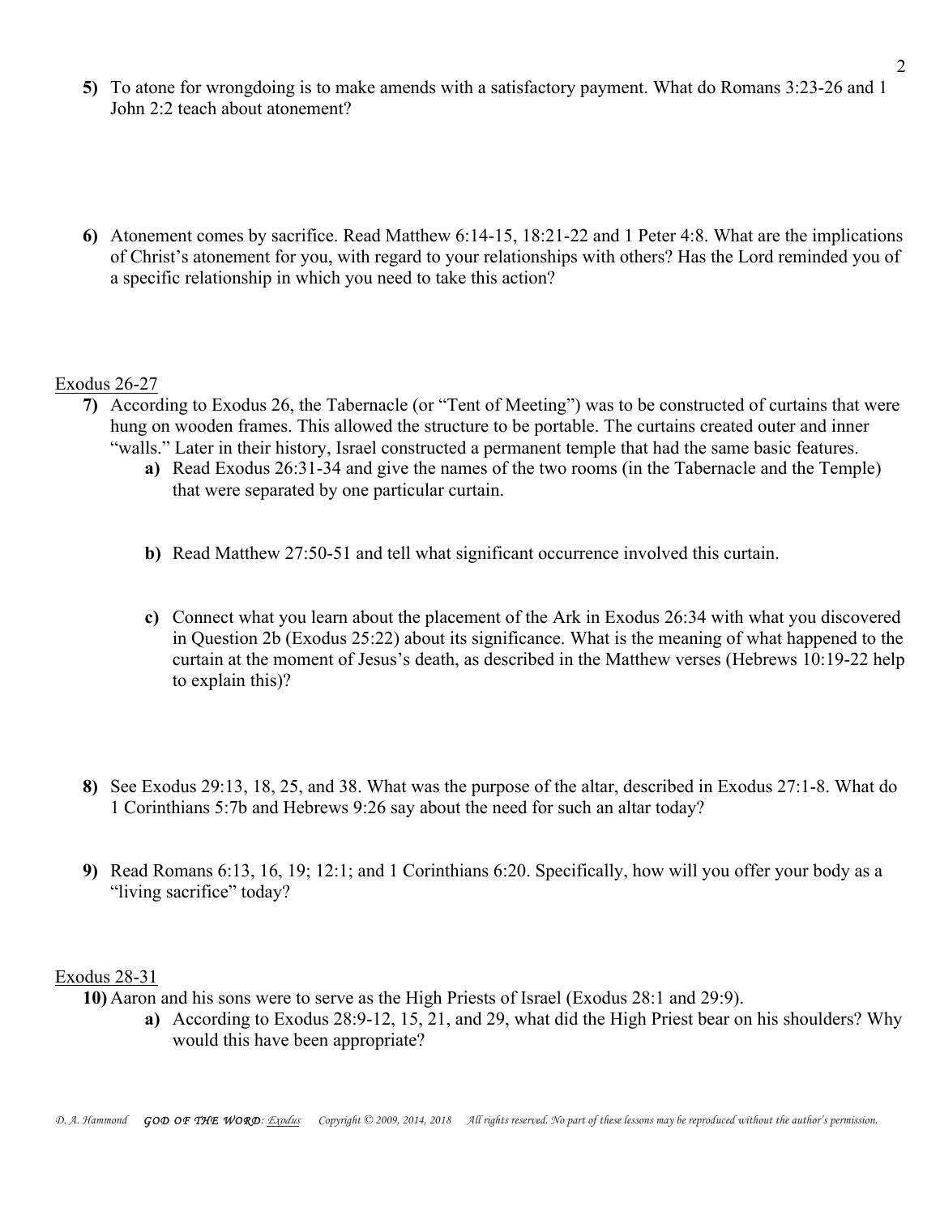5) To atone for wrongdoing is to make amends with a satisfactory payment. What do Romans 3:23-26 and 1 John 2:2 teach about atonement?

6) Atonement comes by sacrifice. Read Matthew 6:14-15, 18:21-22 and 1 Peter 4:8. What are the implications of Christ's atonement for you, with regard to your relationships with others? Has the Lord reminded you of a specific relationship in which you need to take this action?

<u>Exodus 26-27</u>

7) According to Exodus 26, the Tabernacle (or "Tent of Meeting") was to be constructed of curtains that were hung on wooden frames. This allowed the structure to be portable. The curtains created outer and inner "walls." Later in their history, Israel constructed a permanent temple that had the same basic features.

   a) Read Exodus 26:31-34 and give the names of the two rooms (in the Tabernacle and the Temple) that were separated by one particular curtain.

   b) Read Matthew 27:50-51 and tell what significant occurrence involved this curtain.

   c) Connect what you learn about the placement of the Ark in Exodus 26:34 with what you discovered in Question 2b (Exodus 25:22) about its significance. What is the meaning of what happened to the curtain at the moment of Jesus's death, as described in the Matthew verses (Hebrews 10:19-22 help to explain this)?

8) See Exodus 29:13, 18, 25, and 38. What was the purpose of the altar, described in Exodus 27:1-8. What do 1 Corinthians 5:7b and Hebrews 9:26 say about the need for such an altar today?

9) Read Romans 6:13, 16, 19; 12:1; and 1 Corinthians 6:20. Specifically, how will you offer your body as a "living sacrifice" today?

<u>Exodus 28-31</u>

10) Aaron and his sons were to serve as the High Priests of Israel (Exodus 28:1 and 29:9).

   a) According to Exodus 28:9-12, 15, 21, and 29, what did the High Priest bear on his shoulders? Why would this have been appropriate?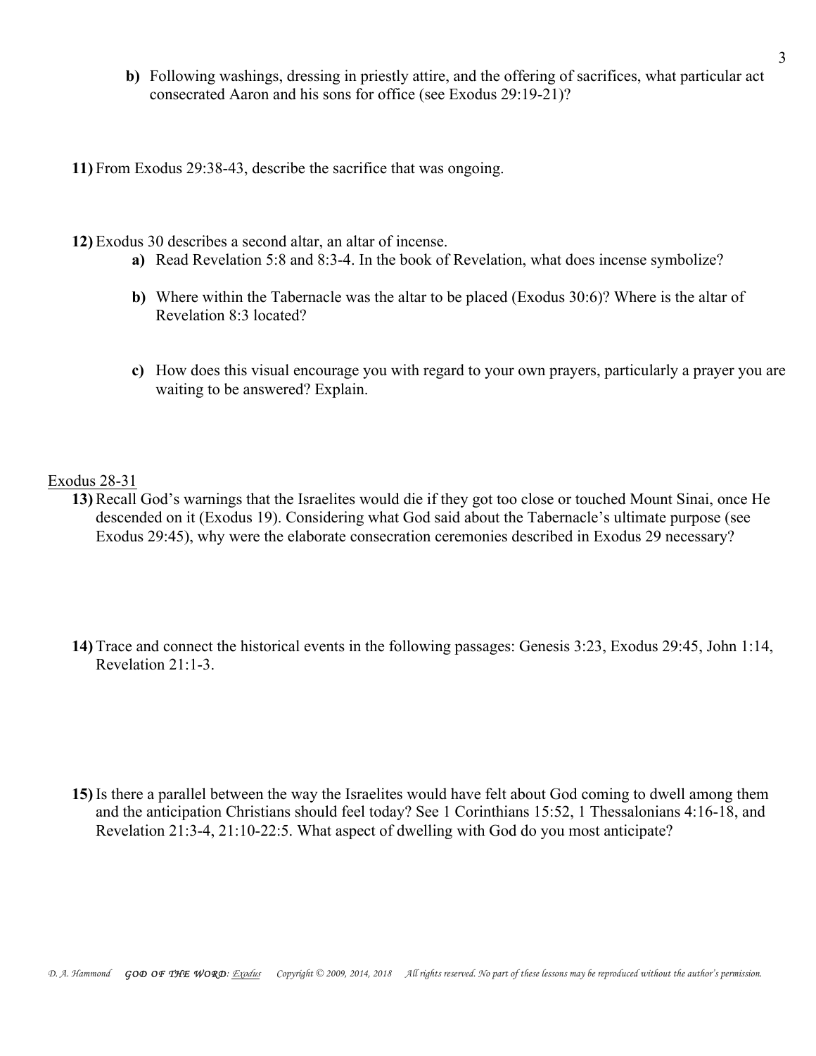**b)** Following washings, dressing in priestly attire, and the offering of sacrifices, what particular act consecrated Aaron and his sons for office (see Exodus 29:19-21)?

**11)** From Exodus 29:38-43, describe the sacrifice that was ongoing.

**12)** Exodus 30 describes a second altar, an altar of incense.

**a)** Read Revelation 5:8 and 8:3-4. In the book of Revelation, what does incense symbolize?

**b)** Where within the Tabernacle was the altar to be placed (Exodus 30:6)? Where is the altar of Revelation 8:3 located?

**c)** How does this visual encourage you with regard to your own prayers, particularly a prayer you are waiting to be answered? Explain.

<u>Exodus 28-31</u>

**13)** Recall God's warnings that the Israelites would die if they got too close or touched Mount Sinai, once He descended on it (Exodus 19). Considering what God said about the Tabernacle's ultimate purpose (see Exodus 29:45), why were the elaborate consecration ceremonies described in Exodus 29 necessary?

**14)** Trace and connect the historical events in the following passages: Genesis 3:23, Exodus 29:45, John 1:14, Revelation 21:1-3.

**15)** Is there a parallel between the way the Israelites would have felt about God coming to dwell among them and the anticipation Christians should feel today? See 1 Corinthians 15:52, 1 Thessalonians 4:16-18, and Revelation 21:3-4, 21:10-22:5. What aspect of dwelling with God do you most anticipate?